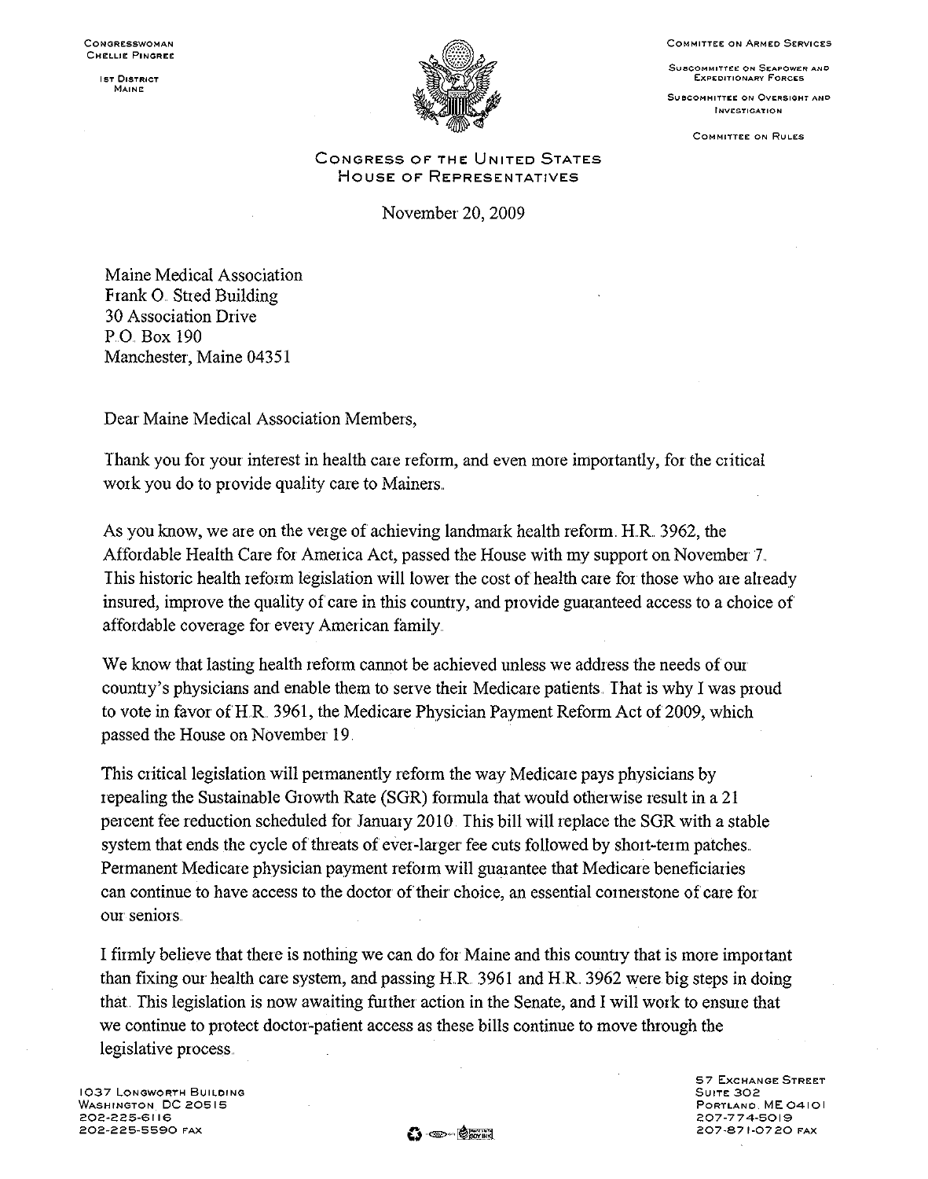Congresswoman
Chellie Pingree

1st District
Maine

Committee on Armed Services

Subcommittee on Seapower and Expeditionary Forces

Subcommittee on Oversight and Investigation

Committee on Rules

Congress of the United States
House of Representatives

November 20, 2009

Maine Medical Association
Frank O. Stred Building
30 Association Drive
P.O. Box 190
Manchester, Maine 04351

Dear Maine Medical Association Members,

Thank you for your interest in health care reform, and even more importantly, for the critical work you do to provide quality care to Mainers.

As you know, we are on the verge of achieving landmark health reform. H.R. 3962, the Affordable Health Care for America Act, passed the House with my support on November 7. This historic health reform legislation will lower the cost of health care for those who are already insured, improve the quality of care in this country, and provide guaranteed access to a choice of affordable coverage for every American family.

We know that lasting health reform cannot be achieved unless we address the needs of our country's physicians and enable them to serve their Medicare patients. That is why I was proud to vote in favor of H.R. 3961, the Medicare Physician Payment Reform Act of 2009, which passed the House on November 19.

This critical legislation will permanently reform the way Medicare pays physicians by repealing the Sustainable Growth Rate (SGR) formula that would otherwise result in a 21 percent fee reduction scheduled for January 2010. This bill will replace the SGR with a stable system that ends the cycle of threats of ever-larger fee cuts followed by short-term patches. Permanent Medicare physician payment reform will guarantee that Medicare beneficiaries can continue to have access to the doctor of their choice, an essential cornerstone of care for our seniors.

I firmly believe that there is nothing we can do for Maine and this country that is more important than fixing our health care system, and passing H.R. 3961 and H.R. 3962 were big steps in doing that. This legislation is now awaiting further action in the Senate, and I will work to ensure that we continue to protect doctor-patient access as these bills continue to move through the legislative process.

1037 Longworth Building
Washington, DC 20515
202-225-6116
202-225-5590 Fax

57 Exchange Street
Suite 302
Portland, ME 04101
207-774-5019
207-871-0720 Fax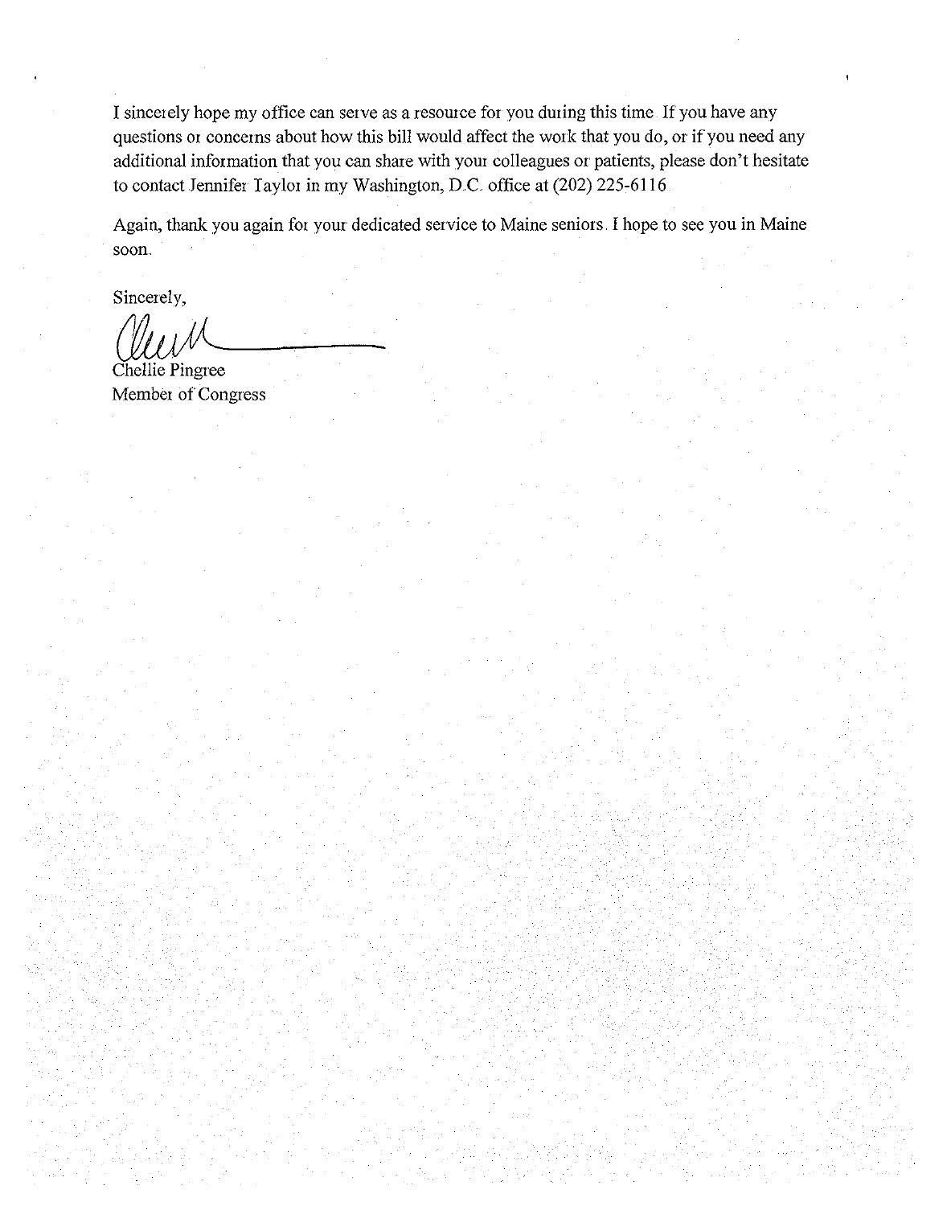I sincerely hope my office can serve as a resource for you during this time. If you have any questions or concerns about how this bill would affect the work that you do, or if you need any additional information that you can share with your colleagues or patients, please don't hesitate to contact Jennifer Taylor in my Washington, D.C. office at (202) 225-6116.

Again, thank you again for your dedicated service to Maine seniors. I hope to see you in Maine soon.

Sincerely,

Chellie Pingree
Member of Congress